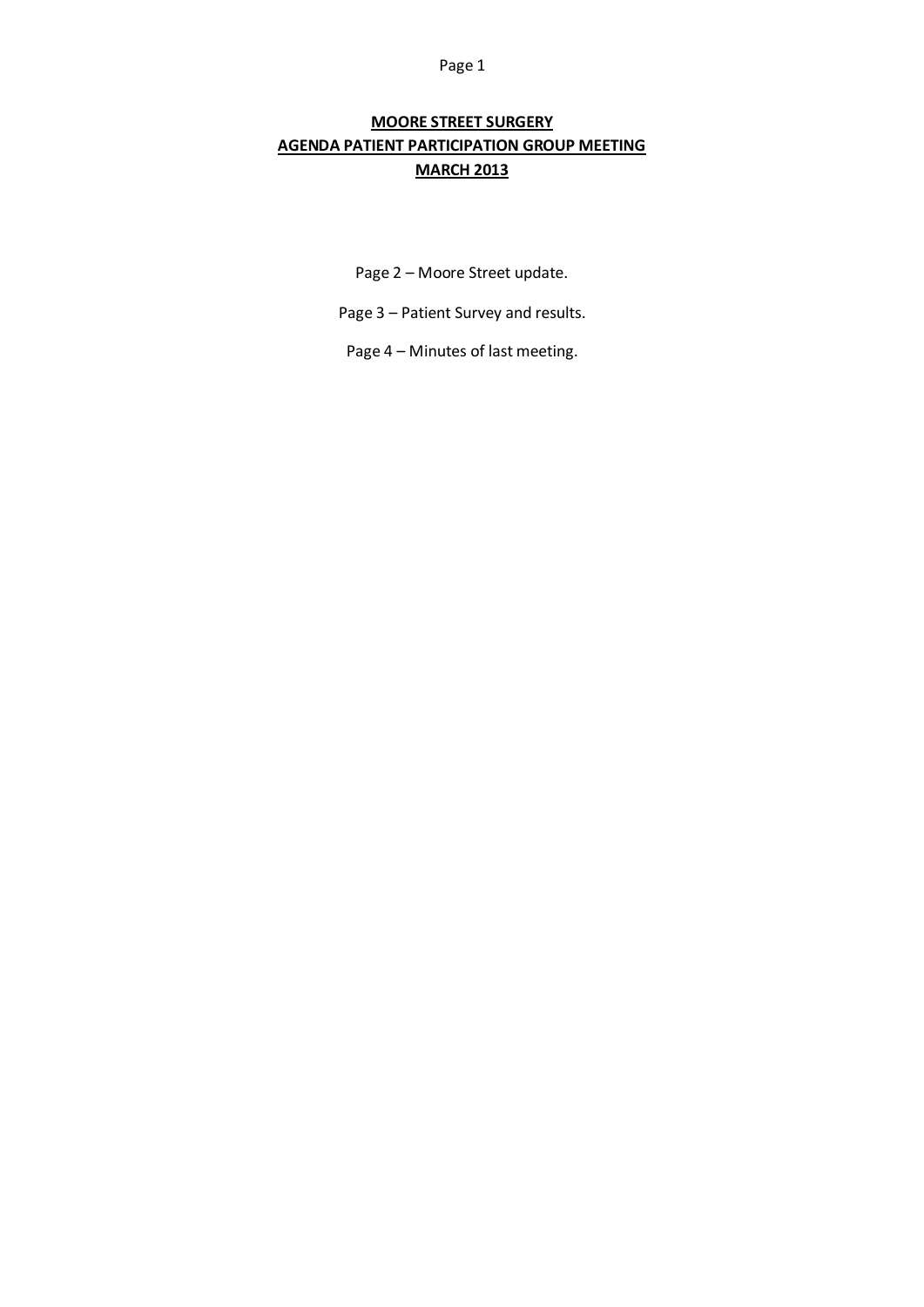# MOORE STREET SURGERY
## AGENDA PATIENT PARTICIPATION GROUP MEETING
## MARCH 2013

Page 2 – Moore Street update.

Page 3 – Patient Survey and results.

Page 4 – Minutes of last meeting.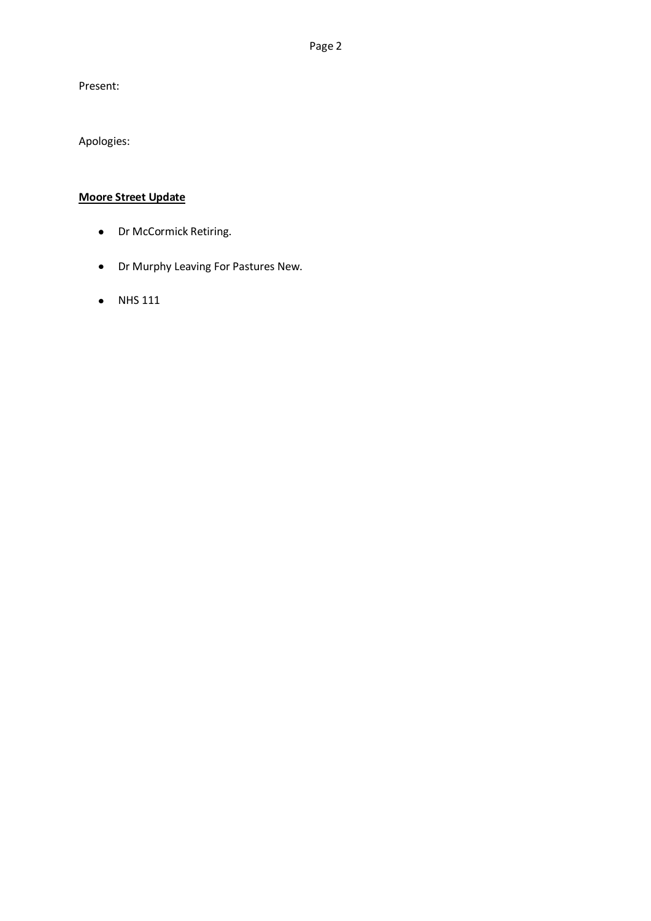Present:

Apologies:

**Moore Street Update**

- Dr McCormick Retiring.
- Dr Murphy Leaving For Pastures New.
- NHS 111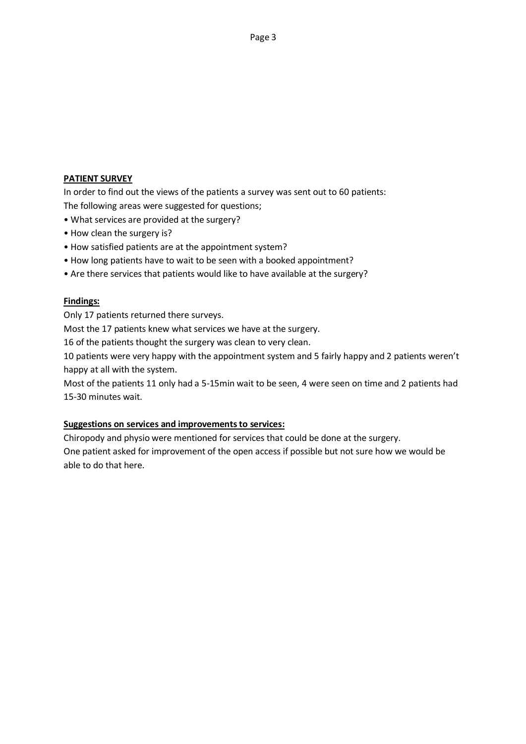**PATIENT SURVEY**

In order to find out the views of the patients a survey was sent out to 60 patients:
The following areas were suggested for questions;

- What services are provided at the surgery?
- How clean the surgery is?
- How satisfied patients are at the appointment system?
- How long patients have to wait to be seen with a booked appointment?
- Are there services that patients would like to have available at the surgery?

**Findings:**

Only 17 patients returned there surveys.

Most the 17 patients knew what services we have at the surgery.

16 of the patients thought the surgery was clean to very clean.

10 patients were very happy with the appointment system and 5 fairly happy and 2 patients weren't happy at all with the system.

Most of the patients 11 only had a 5-15min wait to be seen, 4 were seen on time and 2 patients had 15-30 minutes wait.

**Suggestions on services and improvements to services:**

Chiropody and physio were mentioned for services that could be done at the surgery.

One patient asked for improvement of the open access if possible but not sure how we would be able to do that here.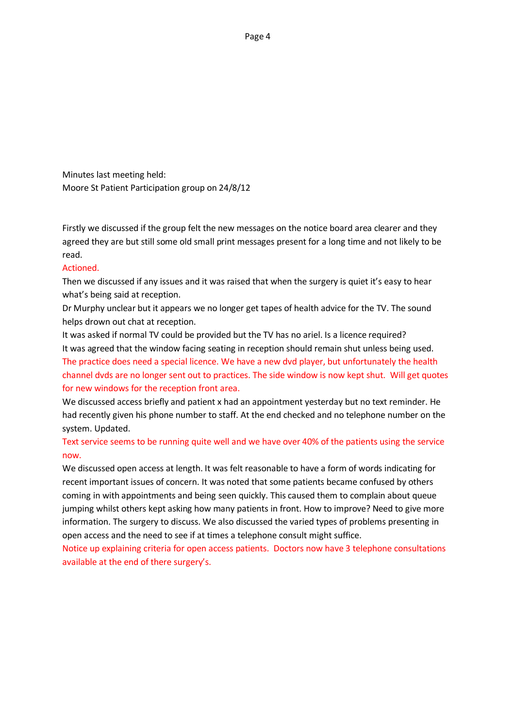Minutes last meeting held:
Moore St Patient Participation group on 24/8/12

Firstly we discussed if the group felt the new messages on the notice board area clearer and they agreed they are but still some old small print messages present for a long time and not likely to be read.

Actioned.

Then we discussed if any issues and it was raised that when the surgery is quiet it's easy to hear what's being said at reception.

Dr Murphy unclear but it appears we no longer get tapes of health advice for the TV. The sound helps drown out chat at reception.

It was asked if normal TV could be provided but the TV has no ariel. Is a licence required?

It was agreed that the window facing seating in reception should remain shut unless being used.

The practice does need a special licence. We have a new dvd player, but unfortunately the health channel dvds are no longer sent out to practices. The side window is now kept shut. Will get quotes for new windows for the reception front area.

We discussed access briefly and patient x had an appointment yesterday but no text reminder. He had recently given his phone number to staff. At the end checked and no telephone number on the system. Updated.

Text service seems to be running quite well and we have over 40% of the patients using the service now.

We discussed open access at length. It was felt reasonable to have a form of words indicating for recent important issues of concern. It was noted that some patients became confused by others coming in with appointments and being seen quickly. This caused them to complain about queue jumping whilst others kept asking how many patients in front. How to improve? Need to give more information. The surgery to discuss. We also discussed the varied types of problems presenting in open access and the need to see if at times a telephone consult might suffice.

Notice up explaining criteria for open access patients. Doctors now have 3 telephone consultations available at the end of there surgery's.